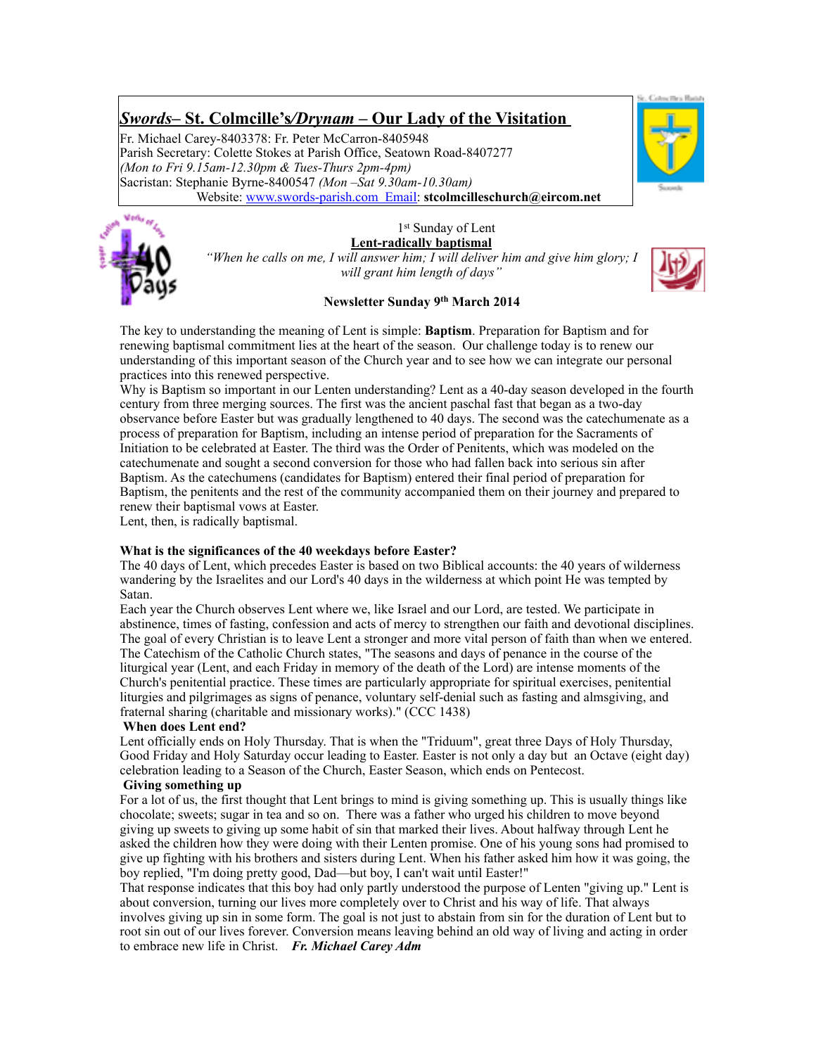# *Swords*– St. Colmcille's/*Drynam* – Our Lady of the Visitation

Fr. Michael Carey-8403378: Fr. Peter McCarron-8405948
Parish Secretary: Colette Stokes at Parish Office, Seatown Road-8407277
*(Mon to Fri 9.15am-12.30pm & Tues-Thurs 2pm-4pm)*
Sacristan: Stephanie Byrne-8400547 *(Mon –Sat 9.30am-10.30am)*
Website: www.swords-parish.com Email: **stcolmcilleschurch@eircom.net**

1st Sunday of Lent

**Lent-radically baptismal**

*"When he calls on me, I will answer him; I will deliver him and give him glory; I will grant him length of days"*

**Newsletter Sunday 9th March 2014**

The key to understanding the meaning of Lent is simple: **Baptism**. Preparation for Baptism and for renewing baptismal commitment lies at the heart of the season. Our challenge today is to renew our understanding of this important season of the Church year and to see how we can integrate our personal practices into this renewed perspective.

Why is Baptism so important in our Lenten understanding? Lent as a 40-day season developed in the fourth century from three merging sources. The first was the ancient paschal fast that began as a two-day observance before Easter but was gradually lengthened to 40 days. The second was the catechumenate as a process of preparation for Baptism, including an intense period of preparation for the Sacraments of Initiation to be celebrated at Easter. The third was the Order of Penitents, which was modeled on the catechumenate and sought a second conversion for those who had fallen back into serious sin after Baptism. As the catechumens (candidates for Baptism) entered their final period of preparation for Baptism, the penitents and the rest of the community accompanied them on their journey and prepared to renew their baptismal vows at Easter.

Lent, then, is radically baptismal.

**What is the significances of the 40 weekdays before Easter?**

The 40 days of Lent, which precedes Easter is based on two Biblical accounts: the 40 years of wilderness wandering by the Israelites and our Lord's 40 days in the wilderness at which point He was tempted by Satan.

Each year the Church observes Lent where we, like Israel and our Lord, are tested. We participate in abstinence, times of fasting, confession and acts of mercy to strengthen our faith and devotional disciplines. The goal of every Christian is to leave Lent a stronger and more vital person of faith than when we entered. The Catechism of the Catholic Church states, "The seasons and days of penance in the course of the liturgical year (Lent, and each Friday in memory of the death of the Lord) are intense moments of the Church's penitential practice. These times are particularly appropriate for spiritual exercises, penitential liturgies and pilgrimages as signs of penance, voluntary self-denial such as fasting and almsgiving, and fraternal sharing (charitable and missionary works)." (CCC 1438)

**When does Lent end?**

Lent officially ends on Holy Thursday. That is when the "Triduum", great three Days of Holy Thursday, Good Friday and Holy Saturday occur leading to Easter. Easter is not only a day but an Octave (eight day) celebration leading to a Season of the Church, Easter Season, which ends on Pentecost.

**Giving something up**

For a lot of us, the first thought that Lent brings to mind is giving something up. This is usually things like chocolate; sweets; sugar in tea and so on. There was a father who urged his children to move beyond giving up sweets to giving up some habit of sin that marked their lives. About halfway through Lent he asked the children how they were doing with their Lenten promise. One of his young sons had promised to give up fighting with his brothers and sisters during Lent. When his father asked him how it was going, the boy replied, "I'm doing pretty good, Dad—but boy, I can't wait until Easter!"

That response indicates that this boy had only partly understood the purpose of Lenten "giving up." Lent is about conversion, turning our lives more completely over to Christ and his way of life. That always involves giving up sin in some form. The goal is not just to abstain from sin for the duration of Lent but to root sin out of our lives forever. Conversion means leaving behind an old way of living and acting in order to embrace new life in Christ. ***Fr. Michael Carey Adm***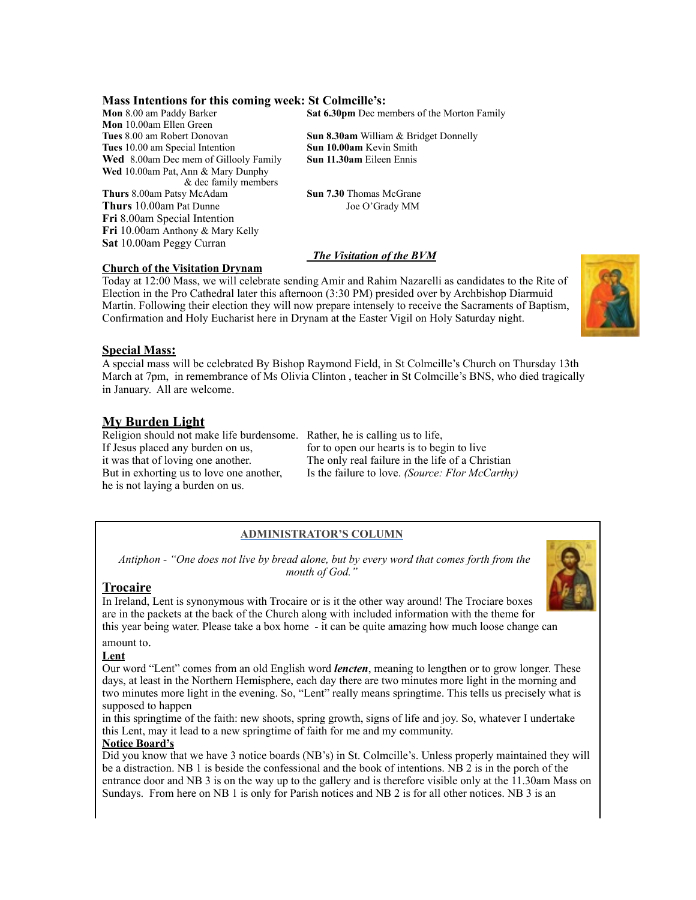### Mass Intentions for this coming week: St Colmcille's:

**Mon** 8.00 am Paddy Barker
**Mon** 10.00am Ellen Green
**Tues** 8.00 am Robert Donovan
**Tues** 10.00 am Special Intention
**Wed** 8.00am Dec mem of Gillooly Family
**Wed** 10.00am Pat, Ann & Mary Dunphy & dec family members
**Thurs** 8.00am Patsy McAdam
**Thurs** 10.00am Pat Dunne
**Fri** 8.00am Special Intention
**Fri** 10.00am Anthony & Mary Kelly
**Sat** 10.00am Peggy Curran

**Sat 6.30pm** Dec members of the Morton Family

**Sun 8.30am** William & Bridget Donnelly
**Sun 10.00am** Kevin Smith
**Sun 11.30am** Eileen Ennis

**Sun 7.30** Thomas McGrane
Joe O'Grady MM

***The Visitation of the BVM***

**Church of the Visitation Drynam**

Today at 12:00 Mass, we will celebrate sending Amir and Rahim Nazarelli as candidates to the Rite of Election in the Pro Cathedral later this afternoon (3:30 PM) presided over by Archbishop Diarmuid Martin. Following their election they will now prepare intensely to receive the Sacraments of Baptism, Confirmation and Holy Eucharist here in Drynam at the Easter Vigil on Holy Saturday night.

**Special Mass:**

A special mass will be celebrated By Bishop Raymond Field, in St Colmcille's Church on Thursday 13th March at 7pm, in remembrance of Ms Olivia Clinton , teacher in St Colmcille's BNS, who died tragically in January. All are welcome.

## My Burden Light

Religion should not make life burdensome.
If Jesus placed any burden on us,
it was that of loving one another.
But in exhorting us to love one another,
he is not laying a burden on us.
Rather, he is calling us to life,
for to open our hearts is to begin to live
The only real failure in the life of a Christian
Is the failure to love. *(Source: Flor McCarthy)*

**ADMINISTRATOR'S COLUMN**

*Antiphon - "One does not live by bread alone, but by every word that comes forth from the mouth of God."*

## Trocaire

In Ireland, Lent is synonymous with Trocaire or is it the other way around! The Trociare boxes are in the packets at the back of the Church along with included information with the theme for this year being water. Please take a box home - it can be quite amazing how much loose change can amount to.

**Lent**

Our word "Lent" comes from an old English word ***lencten***, meaning to lengthen or to grow longer. These days, at least in the Northern Hemisphere, each day there are two minutes more light in the morning and two minutes more light in the evening. So, "Lent" really means springtime. This tells us precisely what is supposed to happen in this springtime of the faith: new shoots, spring growth, signs of life and joy. So, whatever I undertake this Lent, may it lead to a new springtime of faith for me and my community.

**Notice Board's**

Did you know that we have 3 notice boards (NB's) in St. Colmcille's. Unless properly maintained they will be a distraction. NB 1 is beside the confessional and the book of intentions. NB 2 is in the porch of the entrance door and NB 3 is on the way up to the gallery and is therefore visible only at the 11.30am Mass on Sundays. From here on NB 1 is only for Parish notices and NB 2 is for all other notices. NB 3 is an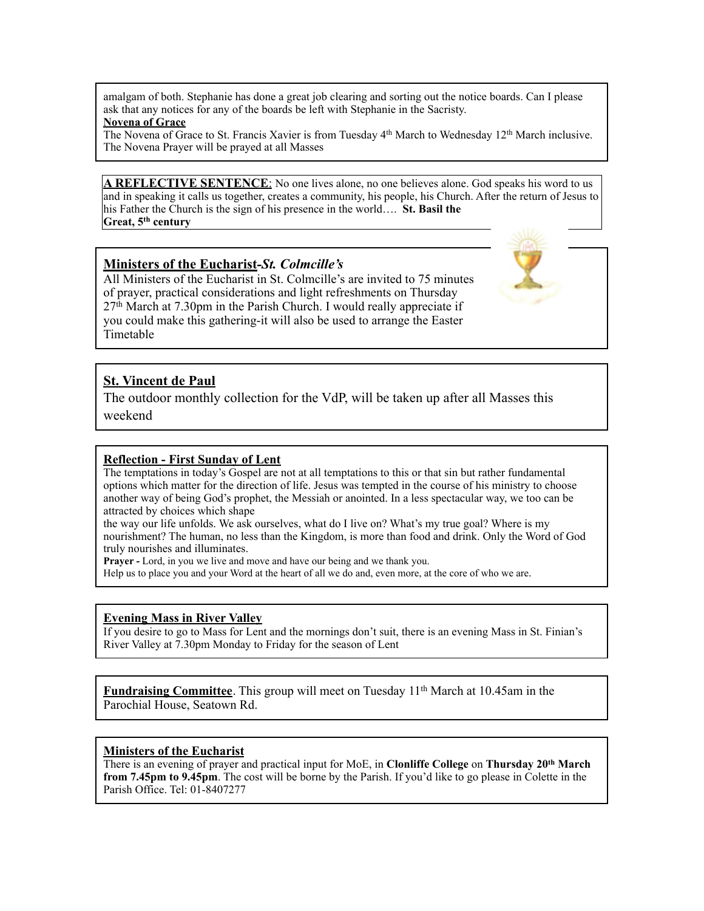amalgam of both. Stephanie has done a great job clearing and sorting out the notice boards. Can I please ask that any notices for any of the boards be left with Stephanie in the Sacristy.

**Novena of Grace**

The Novena of Grace to St. Francis Xavier is from Tuesday 4th March to Wednesday 12th March inclusive. The Novena Prayer will be prayed at all Masses

**A REFLECTIVE SENTENCE**: No one lives alone, no one believes alone. God speaks his word to us and in speaking it calls us together, creates a community, his people, his Church. After the return of Jesus to his Father the Church is the sign of his presence in the world…. **St. Basil the Great, 5th century**

## Ministers of the Eucharist-*St. Colmcille's*

All Ministers of the Eucharist in St. Colmcille's are invited to 75 minutes of prayer, practical considerations and light refreshments on Thursday 27th March at 7.30pm in the Parish Church. I would really appreciate if you could make this gathering-it will also be used to arrange the Easter Timetable

## St. Vincent de Paul

The outdoor monthly collection for the VdP, will be taken up after all Masses this weekend

## Reflection - First Sunday of Lent

The temptations in today's Gospel are not at all temptations to this or that sin but rather fundamental options which matter for the direction of life. Jesus was tempted in the course of his ministry to choose another way of being God's prophet, the Messiah or anointed. In a less spectacular way, we too can be attracted by choices which shape

the way our life unfolds. We ask ourselves, what do I live on? What's my true goal? Where is my nourishment? The human, no less than the Kingdom, is more than food and drink. Only the Word of God truly nourishes and illuminates.

**Prayer -** Lord, in you we live and move and have our being and we thank you.
Help us to place you and your Word at the heart of all we do and, even more, at the core of who we are.

## Evening Mass in River Valley

If you desire to go to Mass for Lent and the mornings don't suit, there is an evening Mass in St. Finian's River Valley at 7.30pm Monday to Friday for the season of Lent

**Fundraising Committee**. This group will meet on Tuesday 11th March at 10.45am in the Parochial House, Seatown Rd.

## Ministers of the Eucharist

There is an evening of prayer and practical input for MoE, in **Clonliffe College** on **Thursday 20th March from 7.45pm to 9.45pm**. The cost will be borne by the Parish. If you'd like to go please in Colette in the Parish Office. Tel: 01-8407277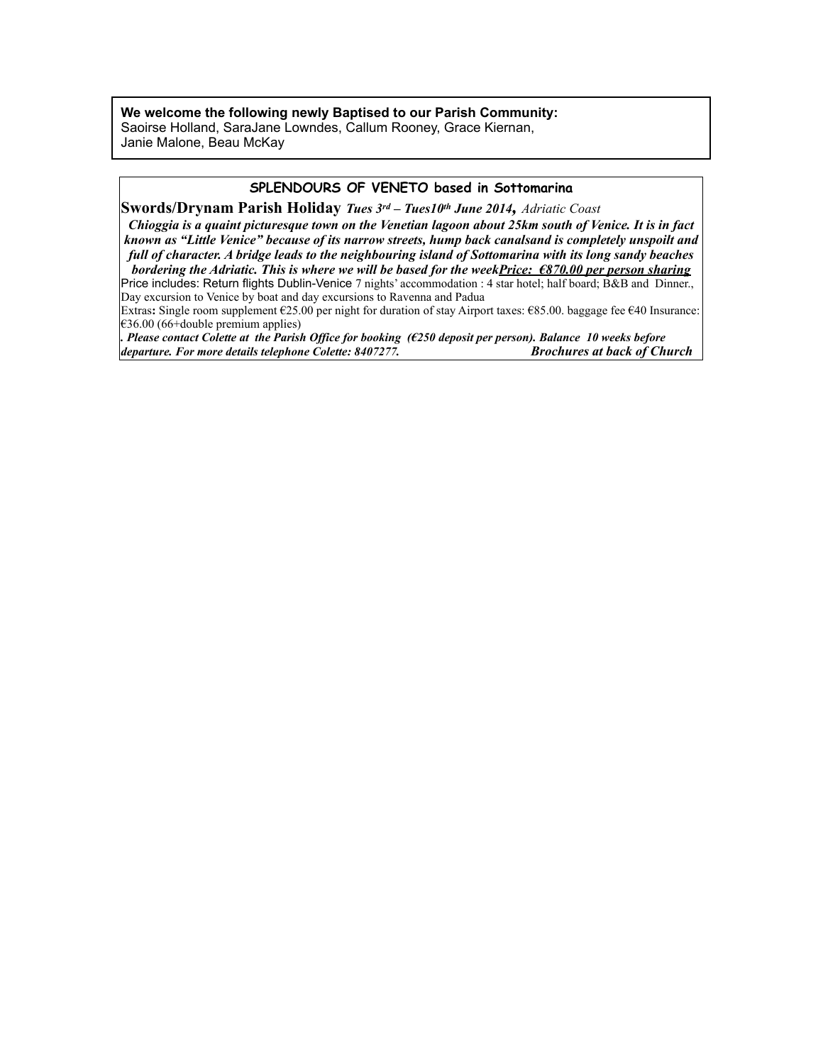**We welcome the following newly Baptised to our Parish Community:**
Saoirse Holland, SaraJane Lowndes, Callum Rooney, Grace Kiernan,
Janie Malone, Beau McKay

**SPLENDOURS OF VENETO based in Sottomarina**

**Swords/Drynam Parish Holiday** ***Tues 3rd – Tues10th June 2014,*** *Adriatic Coast*

***Chioggia is a quaint picturesque town on the Venetian lagoon about 25km south of Venice. It is in fact known as "Little Venice" because of its narrow streets, hump back canalsand is completely unspoilt and full of character. A bridge leads to the neighbouring island of Sottomarina with its long sandy beaches bordering the Adriatic. This is where we will be based for the week*** ***Price: €870.00 per person sharing***

Price includes: Return flights Dublin-Venice 7 nights' accommodation : 4 star hotel; half board; B&B and Dinner., Day excursion to Venice by boat and day excursions to Ravenna and Padua

Extras**:** Single room supplement €25.00 per night for duration of stay Airport taxes: €85.00. baggage fee €40 Insurance: €36.00 (66+double premium applies)

***. Please contact Colette at the Parish Office for booking (€250 deposit per person). Balance 10 weeks before departure. For more details telephone Colette: 8407277.*** ***Brochures at back of Church***